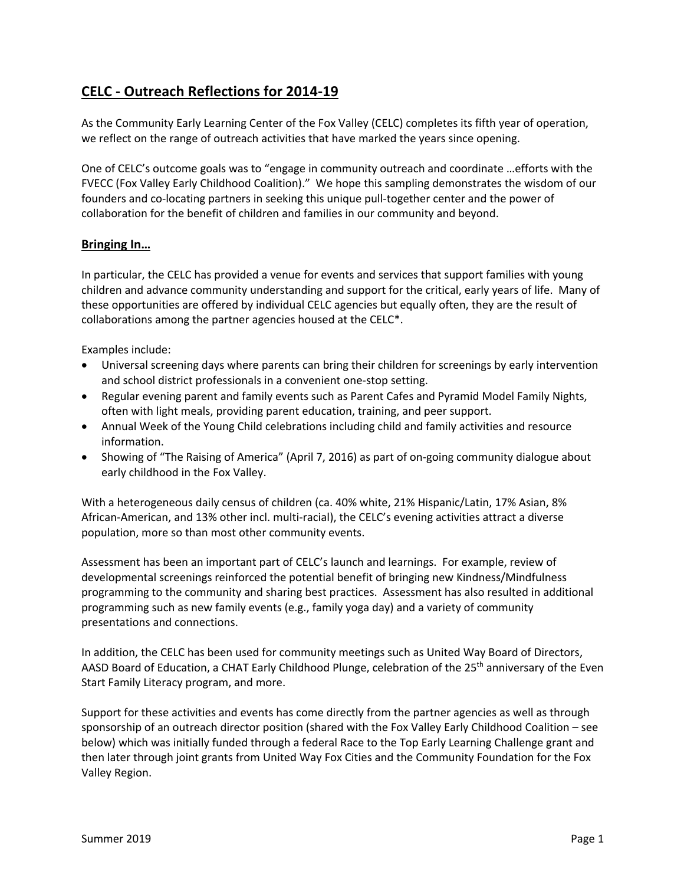## CELC - Outreach Reflections for 2014-19

As the Community Early Learning Center of the Fox Valley (CELC) completes its fifth year of operation, we reflect on the range of outreach activities that have marked the years since opening.

One of CELC's outcome goals was to "engage in community outreach and coordinate …efforts with the FVECC (Fox Valley Early Childhood Coalition)." We hope this sampling demonstrates the wisdom of our founders and co-locating partners in seeking this unique pull-together center and the power of collaboration for the benefit of children and families in our community and beyond.

### Bringing In…

In particular, the CELC has provided a venue for events and services that support families with young children and advance community understanding and support for the critical, early years of life. Many of these opportunities are offered by individual CELC agencies but equally often, they are the result of collaborations among the partner agencies housed at the CELC*.

Examples include:

- Universal screening days where parents can bring their children for screenings by early intervention and school district professionals in a convenient one-stop setting.
- Regular evening parent and family events such as Parent Cafes and Pyramid Model Family Nights, often with light meals, providing parent education, training, and peer support.
- Annual Week of the Young Child celebrations including child and family activities and resource information.
- Showing of "The Raising of America" (April 7, 2016) as part of on-going community dialogue about early childhood in the Fox Valley.

With a heterogeneous daily census of children (ca. 40% white, 21% Hispanic/Latin, 17% Asian, 8% African-American, and 13% other incl. multi-racial), the CELC's evening activities attract a diverse population, more so than most other community events.

Assessment has been an important part of CELC's launch and learnings. For example, review of developmental screenings reinforced the potential benefit of bringing new Kindness/Mindfulness programming to the community and sharing best practices. Assessment has also resulted in additional programming such as new family events (e.g., family yoga day) and a variety of community presentations and connections.

In addition, the CELC has been used for community meetings such as United Way Board of Directors, AASD Board of Education, a CHAT Early Childhood Plunge, celebration of the 25th anniversary of the Even Start Family Literacy program, and more.

Support for these activities and events has come directly from the partner agencies as well as through sponsorship of an outreach director position (shared with the Fox Valley Early Childhood Coalition – see below) which was initially funded through a federal Race to the Top Early Learning Challenge grant and then later through joint grants from United Way Fox Cities and the Community Foundation for the Fox Valley Region.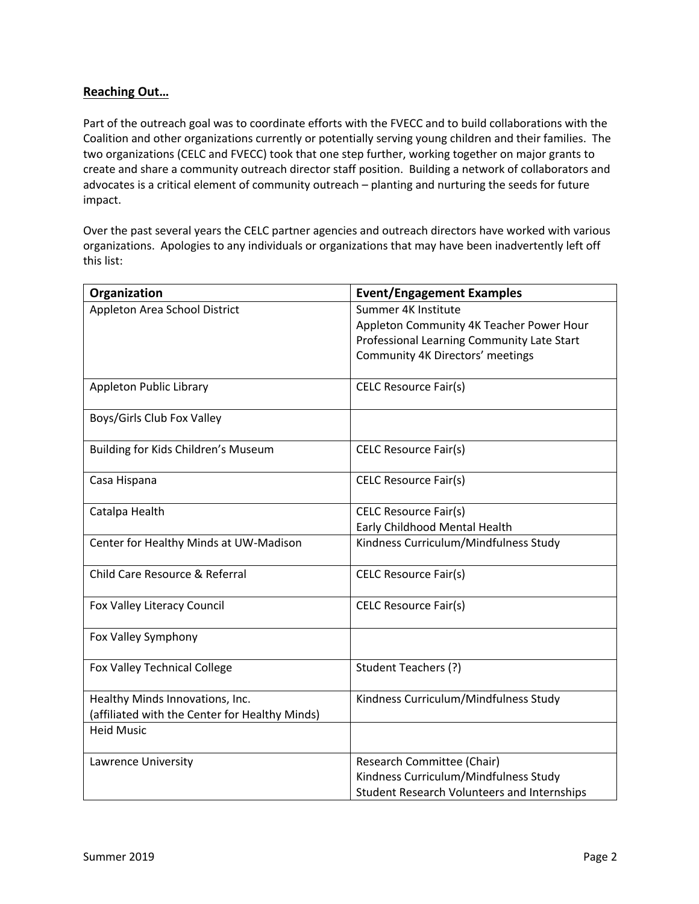**Reaching Out…**

Part of the outreach goal was to coordinate efforts with the FVECC and to build collaborations with the Coalition and other organizations currently or potentially serving young children and their families. The two organizations (CELC and FVECC) took that one step further, working together on major grants to create and share a community outreach director staff position. Building a network of collaborators and advocates is a critical element of community outreach – planting and nurturing the seeds for future impact.

Over the past several years the CELC partner agencies and outreach directors have worked with various organizations. Apologies to any individuals or organizations that may have been inadvertently left off this list:

| Organization | Event/Engagement Examples |
|---|---|
| Appleton Area School District | Summer 4K Institute<br>Appleton Community 4K Teacher Power Hour<br>Professional Learning Community Late Start<br>Community 4K Directors' meetings |
| Appleton Public Library | CELC Resource Fair(s) |
| Boys/Girls Club Fox Valley | |
| Building for Kids Children's Museum | CELC Resource Fair(s) |
| Casa Hispana | CELC Resource Fair(s) |
| Catalpa Health | CELC Resource Fair(s)<br>Early Childhood Mental Health |
| Center for Healthy Minds at UW-Madison | Kindness Curriculum/Mindfulness Study |
| Child Care Resource & Referral | CELC Resource Fair(s) |
| Fox Valley Literacy Council | CELC Resource Fair(s) |
| Fox Valley Symphony | |
| Fox Valley Technical College | Student Teachers (?) |
| Healthy Minds Innovations, Inc.<br>(affiliated with the Center for Healthy Minds) | Kindness Curriculum/Mindfulness Study |
| Heid Music | |
| Lawrence University | Research Committee (Chair)<br>Kindness Curriculum/Mindfulness Study<br>Student Research Volunteers and Internships |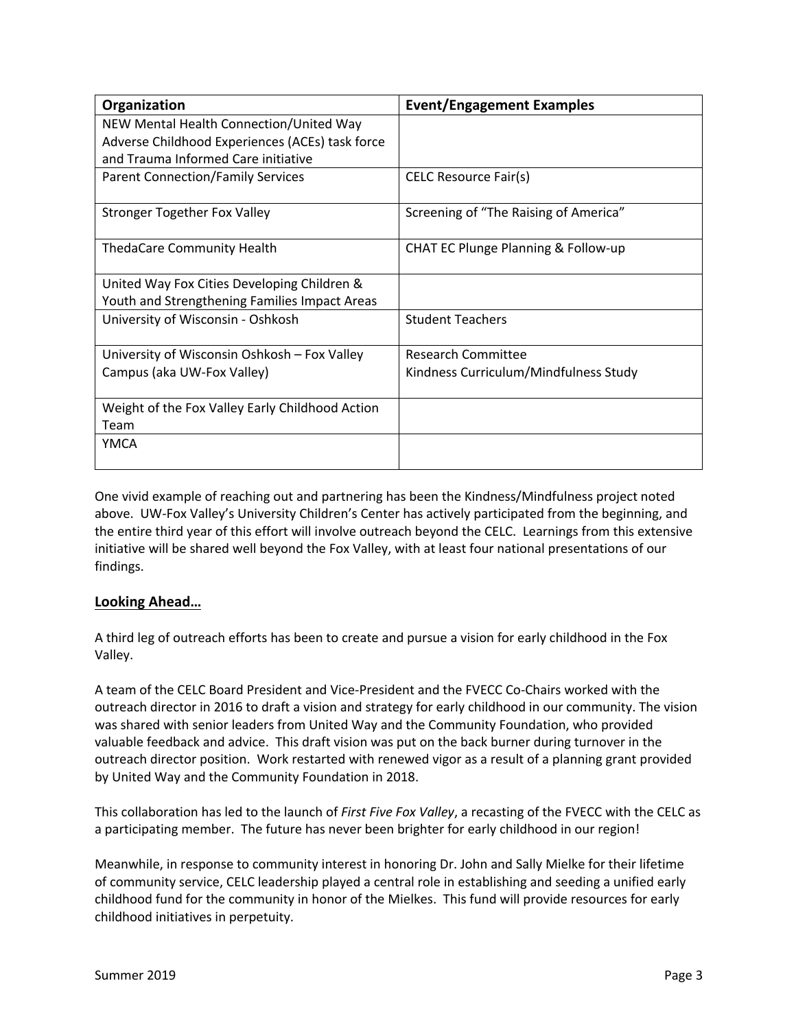| Organization | Event/Engagement Examples |
| --- | --- |
| NEW Mental Health Connection/United Way Adverse Childhood Experiences (ACEs) task force and Trauma Informed Care initiative | |
| Parent Connection/Family Services | CELC Resource Fair(s) |
| Stronger Together Fox Valley | Screening of “The Raising of America” |
| ThedaCare Community Health | CHAT EC Plunge Planning & Follow-up |
| United Way Fox Cities Developing Children & Youth and Strengthening Families Impact Areas | |
| University of Wisconsin - Oshkosh | Student Teachers |
| University of Wisconsin Oshkosh – Fox Valley Campus (aka UW-Fox Valley) | Research Committee<br>Kindness Curriculum/Mindfulness Study |
| Weight of the Fox Valley Early Childhood Action Team | |
| YMCA | |

One vivid example of reaching out and partnering has been the Kindness/Mindfulness project noted above. UW-Fox Valley’s University Children’s Center has actively participated from the beginning, and the entire third year of this effort will involve outreach beyond the CELC. Learnings from this extensive initiative will be shared well beyond the Fox Valley, with at least four national presentations of our findings.

**Looking Ahead…**

A third leg of outreach efforts has been to create and pursue a vision for early childhood in the Fox Valley.

A team of the CELC Board President and Vice-President and the FVECC Co-Chairs worked with the outreach director in 2016 to draft a vision and strategy for early childhood in our community. The vision was shared with senior leaders from United Way and the Community Foundation, who provided valuable feedback and advice. This draft vision was put on the back burner during turnover in the outreach director position. Work restarted with renewed vigor as a result of a planning grant provided by United Way and the Community Foundation in 2018.

This collaboration has led to the launch of *First Five Fox Valley*, a recasting of the FVECC with the CELC as a participating member. The future has never been brighter for early childhood in our region!

Meanwhile, in response to community interest in honoring Dr. John and Sally Mielke for their lifetime of community service, CELC leadership played a central role in establishing and seeding a unified early childhood fund for the community in honor of the Mielkes. This fund will provide resources for early childhood initiatives in perpetuity.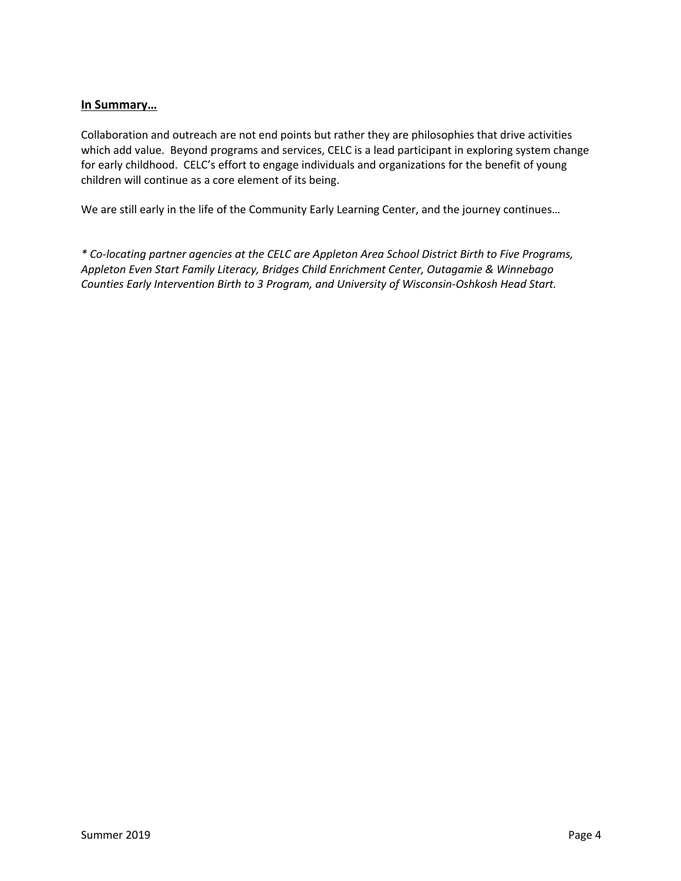**In Summary…**

Collaboration and outreach are not end points but rather they are philosophies that drive activities which add value. Beyond programs and services, CELC is a lead participant in exploring system change for early childhood. CELC's effort to engage individuals and organizations for the benefit of young children will continue as a core element of its being.

We are still early in the life of the Community Early Learning Center, and the journey continues…

*\* Co-locating partner agencies at the CELC are Appleton Area School District Birth to Five Programs, Appleton Even Start Family Literacy, Bridges Child Enrichment Center, Outagamie & Winnebago Counties Early Intervention Birth to 3 Program, and University of Wisconsin-Oshkosh Head Start.*